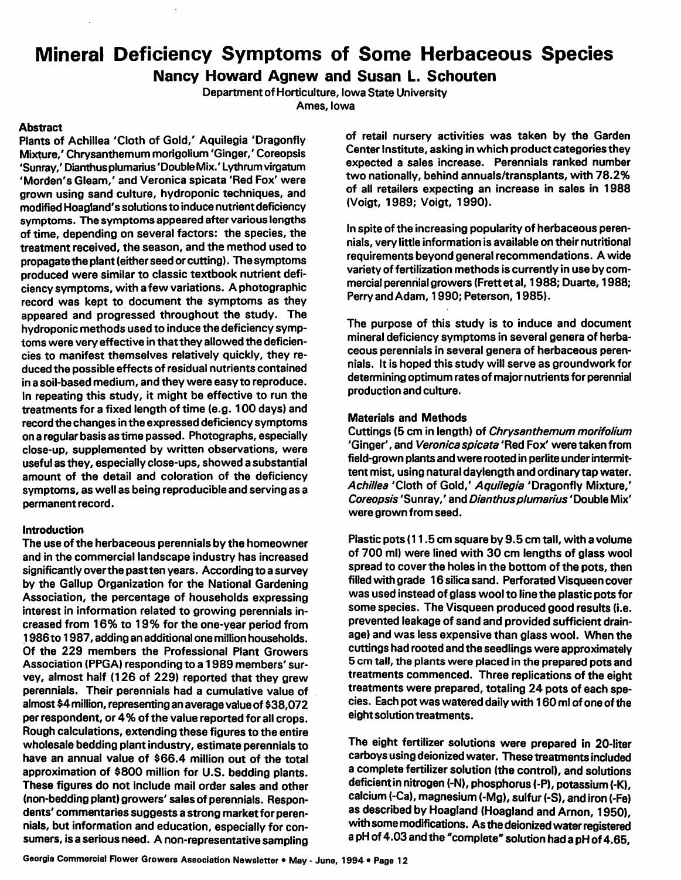# Mineral Deficiency Symptoms of Some Herbaceous Species

## Nancy Howard Agnew and Susan L. Schouten

Department of Horticulture, Iowa State University
Ames, Iowa

### Abstract

Plants of Achillea 'Cloth of Gold,' Aquilegia 'Dragonfly Mixture,' Chrysanthemum morigolium 'Ginger,' Coreopsis 'Sunray,' Dianthus plumarius 'Double Mix.' Lythrum virgatum 'Morden's Gleam,' and Veronica spicata 'Red Fox' were grown using sand culture, hydroponic techniques, and modified Hoagland's solutions to induce nutrient deficiency symptoms. The symptoms appeared after various lengths of time, depending on several factors: the species, the treatment received, the season, and the method used to propagate the plant (either seed or cutting). The symptoms produced were similar to classic textbook nutrient deficiency symptoms, with a few variations. A photographic record was kept to document the symptoms as they appeared and progressed throughout the study. The hydroponic methods used to induce the deficiency symptoms were very effective in that they allowed the deficiencies to manifest themselves relatively quickly, they reduced the possible effects of residual nutrients contained in a soil-based medium, and they were easy to reproduce. In repeating this study, it might be effective to run the treatments for a fixed length of time (e.g. 100 days) and record the changes in the expressed deficiency symptoms on a regular basis as time passed. Photographs, especially close-up, supplemented by written observations, were useful as they, especially close-ups, showed a substantial amount of the detail and coloration of the deficiency symptoms, as well as being reproducible and serving as a permanent record.

### Introduction

The use of the herbaceous perennials by the homeowner and in the commercial landscape industry has increased significantly over the past ten years. According to a survey by the Gallup Organization for the National Gardening Association, the percentage of households expressing interest in information related to growing perennials increased from 16% to 19% for the one-year period from 1986 to 1987, adding an additional one million households. Of the 229 members the Professional Plant Growers Association (PPGA) responding to a 1989 members' survey, almost half (126 of 229) reported that they grew perennials. Their perennials had a cumulative value of almost $4 million, representing an average value of $38,072 per respondent, or 4% of the value reported for all crops. Rough calculations, extending these figures to the entire wholesale bedding plant industry, estimate perennials to have an annual value of $66.4 million out of the total approximation of $800 million for U.S. bedding plants. These figures do not include mail order sales and other (non-bedding plant) growers' sales of perennials. Respondents' commentaries suggests a strong market for perennials, but information and education, especially for consumers, is a serious need. A non-representative sampling of retail nursery activities was taken by the Garden Center Institute, asking in which product categories they expected a sales increase. Perennials ranked number two nationally, behind annuals/transplants, with 78.2% of all retailers expecting an increase in sales in 1988 (Voigt, 1989; Voigt, 1990).

In spite of the increasing popularity of herbaceous perennials, very little information is available on their nutritional requirements beyond general recommendations. A wide variety of fertilization methods is currently in use by commercial perennial growers (Frett et al, 1988; Duarte, 1988; Perry and Adam, 1990; Peterson, 1985).

The purpose of this study is to induce and document mineral deficiency symptoms in several genera of herbaceous perennials in several genera of herbaceous perennials. It is hoped this study will serve as groundwork for determining optimum rates of major nutrients for perennial production and culture.

### Materials and Methods

Cuttings (5 cm in length) of *Chrysanthemum morifolium* 'Ginger', and *Veronica spicata* 'Red Fox' were taken from field-grown plants and were rooted in perlite under intermittent mist, using natural daylength and ordinary tap water. *Achillea* 'Cloth of Gold,' *Aquilegia* 'Dragonfly Mixture,' *Coreopsis* 'Sunray,' and *Dianthus plumarius* 'Double Mix' were grown from seed.

Plastic pots (11.5 cm square by 9.5 cm tall, with a volume of 700 ml) were lined with 30 cm lengths of glass wool spread to cover the holes in the bottom of the pots, then filled with grade 16 silica sand. Perforated Visqueen cover was used instead of glass wool to line the plastic pots for some species. The Visqueen produced good results (i.e. prevented leakage of sand and provided sufficient drainage) and was less expensive than glass wool. When the cuttings had rooted and the seedlings were approximately 5 cm tall, the plants were placed in the prepared pots and treatments commenced. Three replications of the eight treatments were prepared, totaling 24 pots of each species. Each pot was watered daily with 160 ml of one of the eight solution treatments.

The eight fertilizer solutions were prepared in 20-liter carboys using deionized water. These treatments included a complete fertilizer solution (the control), and solutions deficient in nitrogen (-N), phosphorus (-P), potassium (-K), calcium (-Ca), magnesium (-Mg), sulfur (-S), and iron (-Fe) as described by Hoagland (Hoagland and Arnon, 1950), with some modifications. As the deionized water registered a pH of 4.03 and the "complete" solution had a pH of 4.65,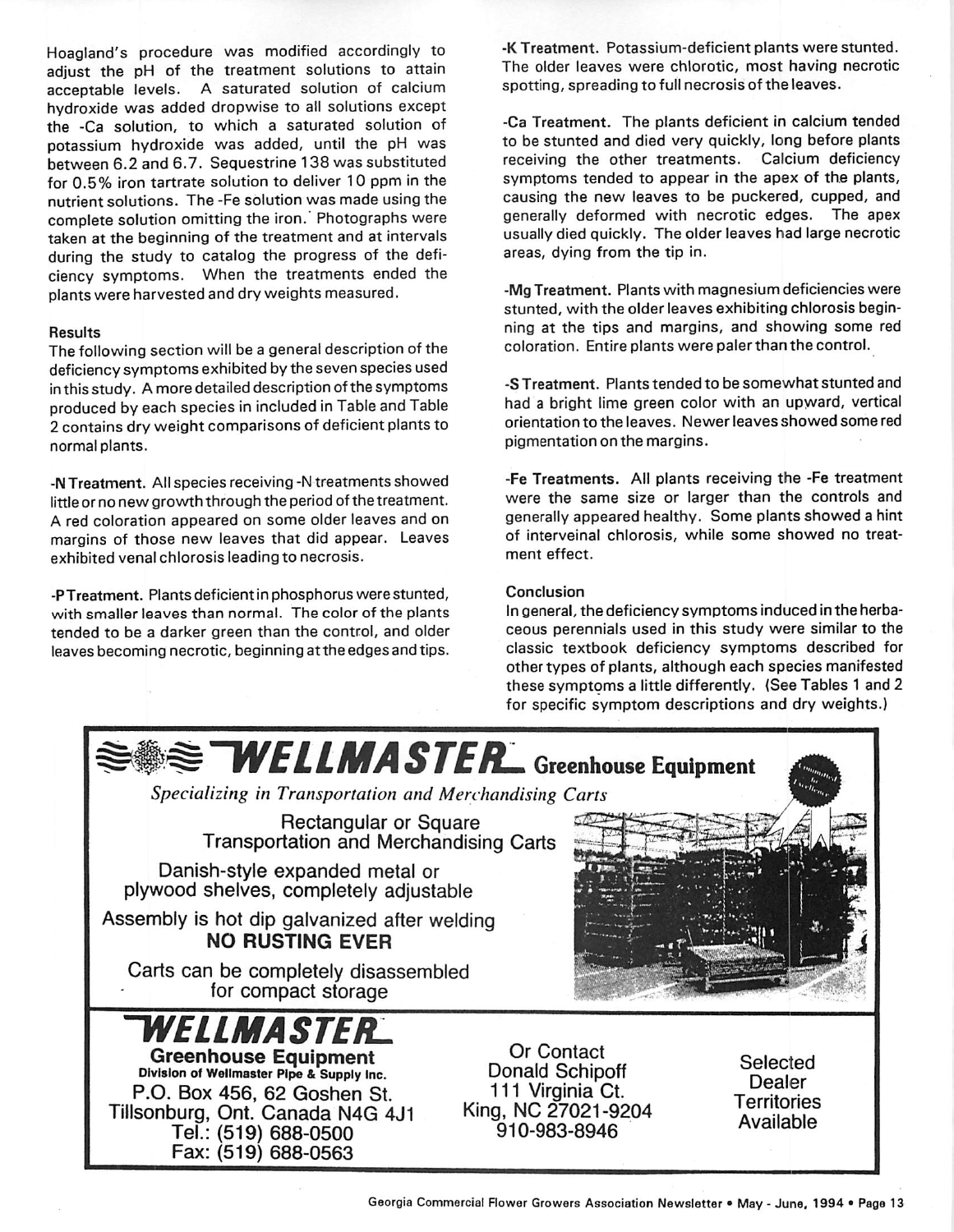Hoagland's procedure was modified accordingly to adjust the pH of the treatment solutions to attain acceptable levels. A saturated solution of calcium hydroxide was added dropwise to all solutions except the -Ca solution, to which a saturated solution of potassium hydroxide was added, until the pH was between 6.2 and 6.7. Sequestrine 138 was substituted for 0.5% iron tartrate solution to deliver 10 ppm in the nutrient solutions. The -Fe solution was made using the complete solution omitting the iron. Photographs were taken at the beginning of the treatment and at intervals during the study to catalog the progress of the deficiency symptoms. When the treatments ended the plants were harvested and dry weights measured.

### Results

The following section will be a general description of the deficiency symptoms exhibited by the seven species used in this study. A more detailed description of the symptoms produced by each species in included in Table and Table 2 contains dry weight comparisons of deficient plants to normal plants.

**-N Treatment.** All species receiving -N treatments showed little or no new growth through the period of the treatment. A red coloration appeared on some older leaves and on margins of those new leaves that did appear. Leaves exhibited venal chlorosis leading to necrosis.

**-P Treatment.** Plants deficient in phosphorus were stunted, with smaller leaves than normal. The color of the plants tended to be a darker green than the control, and older leaves becoming necrotic, beginning at the edges and tips.

**-K Treatment.** Potassium-deficient plants were stunted. The older leaves were chlorotic, most having necrotic spotting, spreading to full necrosis of the leaves.

**-Ca Treatment.** The plants deficient in calcium tended to be stunted and died very quickly, long before plants receiving the other treatments. Calcium deficiency symptoms tended to appear in the apex of the plants, causing the new leaves to be puckered, cupped, and generally deformed with necrotic edges. The apex usually died quickly. The older leaves had large necrotic areas, dying from the tip in.

**-Mg Treatment.** Plants with magnesium deficiencies were stunted, with the older leaves exhibiting chlorosis beginning at the tips and margins, and showing some red coloration. Entire plants were paler than the control.

**-S Treatment.** Plants tended to be somewhat stunted and had a bright lime green color with an upward, vertical orientation to the leaves. Newer leaves showed some red pigmentation on the margins.

**-Fe Treatments.** All plants receiving the -Fe treatment were the same size or larger than the controls and generally appeared healthy. Some plants showed a hint of interveinal chlorosis, while some showed no treatment effect.

### Conclusion

In general, the deficiency symptoms induced in the herbaceous perennials used in this study were similar to the classic textbook deficiency symptoms described for other types of plants, although each species manifested these symptoms a little differently. (See Tables 1 and 2 for specific symptom descriptions and dry weights.)

---

**WELLMASTER Greenhouse Equipment**

*Specializing in Transportation and Merchandising Carts*

Rectangular or Square Transportation and Merchandising Carts

Danish-style expanded metal or plywood shelves, completely adjustable

Assembly is hot dip galvanized after welding
**NO RUSTING EVER**

Carts can be completely disassembled for compact storage

**WELLMASTER**
**Greenhouse Equipment**
**Division of Wellmaster Pipe & Supply Inc.**
P.O. Box 456, 62 Goshen St.
Tillsonburg, Ont. Canada N4G 4J1
Tel.: (519) 688-0500
Fax: (519) 688-0563

Or Contact
Donald Schipoff
111 Virginia Ct.
King, NC 27021-9204
910-983-8946

Selected Dealer Territories Available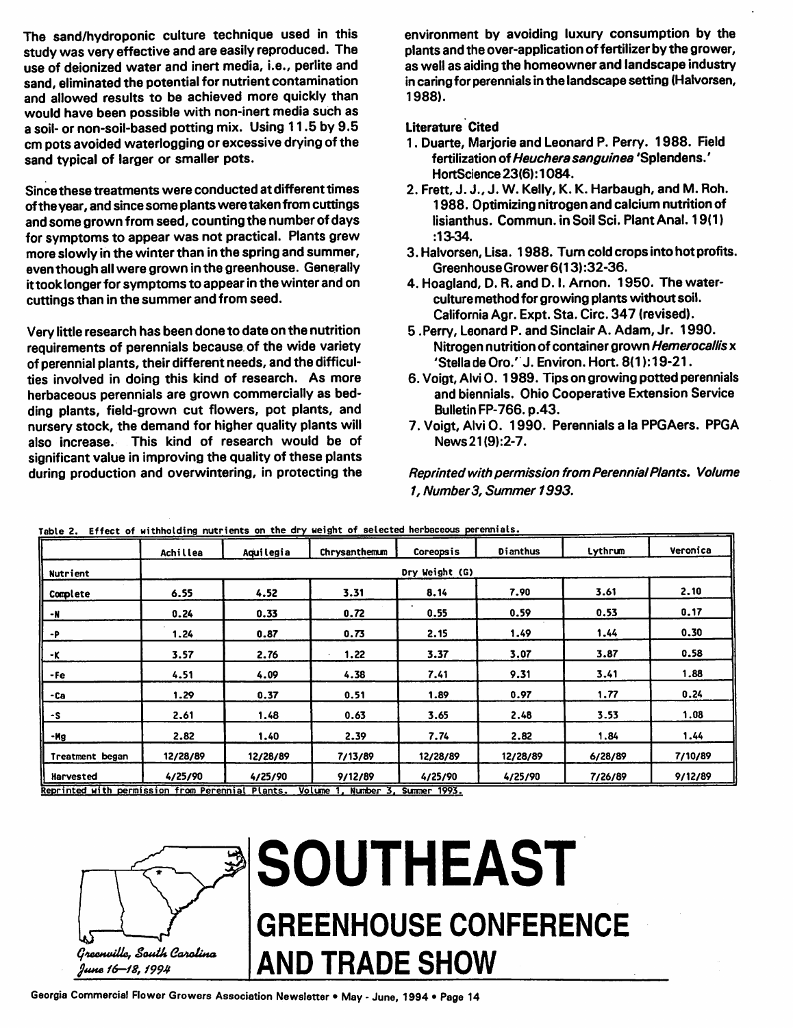The sand/hydroponic culture technique used in this study was very effective and are easily reproduced. The use of deionized water and inert media, i.e., perlite and sand, eliminated the potential for nutrient contamination and allowed results to be achieved more quickly than would have been possible with non-inert media such as a soil- or non-soil-based potting mix. Using 11.5 by 9.5 cm pots avoided waterlogging or excessive drying of the sand typical of larger or smaller pots.

Since these treatments were conducted at different times of the year, and since some plants were taken from cuttings and some grown from seed, counting the number of days for symptoms to appear was not practical. Plants grew more slowly in the winter than in the spring and summer, even though all were grown in the greenhouse. Generally it took longer for symptoms to appear in the winter and on cuttings than in the summer and from seed.

Very little research has been done to date on the nutrition requirements of perennials because of the wide variety of perennial plants, their different needs, and the difficulties involved in doing this kind of research. As more herbaceous perennials are grown commercially as bedding plants, field-grown cut flowers, pot plants, and nursery stock, the demand for higher quality plants will also increase. This kind of research would be of significant value in improving the quality of these plants during production and overwintering, in protecting the environment by avoiding luxury consumption by the plants and the over-application of fertilizer by the grower, as well as aiding the homeowner and landscape industry in caring for perennials in the landscape setting (Halvorsen, 1988).

## Literature Cited

1. Duarte, Marjorie and Leonard P. Perry. 1988. Field fertilization of *Heuchera sanguinea* 'Splendens.' HortScience 23(6):1084.
2. Frett, J. J., J. W. Kelly, K. K. Harbaugh, and M. Roh. 1988. Optimizing nitrogen and calcium nutrition of lisianthus. Commun. in Soil Sci. Plant Anal. 19(1):13-34.
3. Halvorsen, Lisa. 1988. Turn cold crops into hot profits. Greenhouse Grower 6(13):32-36.
4. Hoagland, D. R. and D. I. Arnon. 1950. The water-culture method for growing plants without soil. California Agr. Expt. Sta. Circ. 347 (revised).
5. Perry, Leonard P. and Sinclair A. Adam, Jr. 1990. Nitrogen nutrition of container grown *Hemerocallis* x 'Stella de Oro.' J. Environ. Hort. 8(1):19-21.
6. Voigt, Alvi O. 1989. Tips on growing potted perennials and biennials. Ohio Cooperative Extension Service Bulletin FP-766. p.43.
7. Voigt, Alvi O. 1990. Perennials a la PPGAers. PPGA News 21(9):2-7.

*Reprinted with permission from Perennial Plants. Volume 1, Number 3, Summer 1993.*

Table 2. Effect of withholding nutrients on the dry weight of selected herbaceous perennials.

| | Achillea | Aquilegia | Chrysanthemum | Coreopsis | Dianthus | Lythrum | Veronica |
|---|---|---|---|---|---|---|---|
| Nutrient | Dry Weight (G) | | | | | | |
| Complete | 6.55 | 4.52 | 3.31 | 8.14 | 7.90 | 3.61 | 2.10 |
| -N | 0.24 | 0.33 | 0.72 | 0.55 | 0.59 | 0.53 | 0.17 |
| -P | 1.24 | 0.87 | 0.73 | 2.15 | 1.49 | 1.44 | 0.30 |
| -K | 3.57 | 2.76 | 1.22 | 3.37 | 3.07 | 3.87 | 0.58 |
| -Fe | 4.51 | 4.09 | 4.38 | 7.41 | 9.31 | 3.41 | 1.88 |
| -Ca | 1.29 | 0.37 | 0.51 | 1.89 | 0.97 | 1.77 | 0.24 |
| -S | 2.61 | 1.48 | 0.63 | 3.65 | 2.48 | 3.53 | 1.08 |
| -Mg | 2.82 | 1.40 | 2.39 | 7.74 | 2.82 | 1.84 | 1.44 |
| Treatment began | 12/28/89 | 12/28/89 | 7/13/89 | 12/28/89 | 12/28/89 | 6/28/89 | 7/10/89 |
| Harvested | 4/25/90 | 4/25/90 | 9/12/89 | 4/25/90 | 4/25/90 | 7/26/89 | 9/12/89 |

Reprinted with permission from Perennial Plants. Volume 1, Number 3, Summer 1993.

# SOUTHEAST GREENHOUSE CONFERENCE AND TRADE SHOW

*Greenville, South Carolina*
*June 16–18, 1994*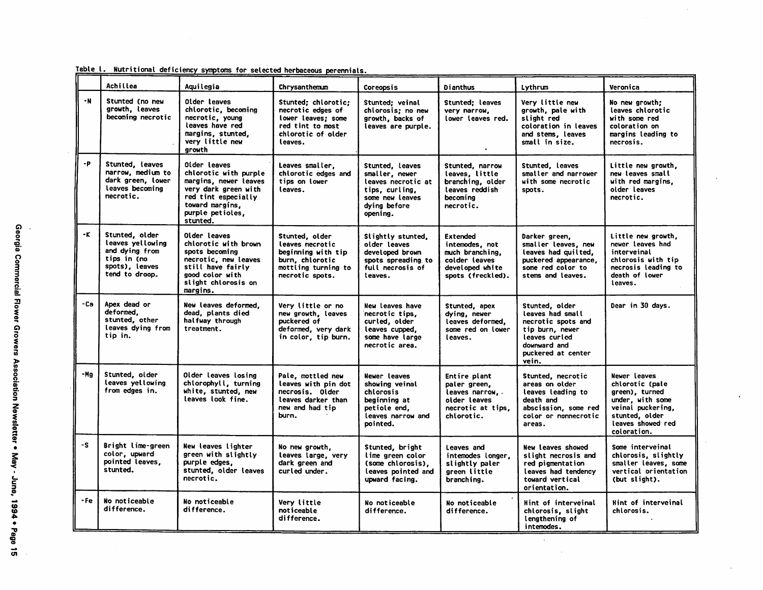Table 1. Nutritional deficiency symptoms for selected herbaceous perennials.

| | Achillea | Aquilegia | Chrysanthemum | Coreopsis | Dianthus | Lythrum | Veronica |
|---|---|---|---|---|---|---|---|
| -N | Stunted (no new growth, leaves becoming necrotic | Older leaves chlorotic, becoming necrotic, young leaves have red margins, stunted, very little new growth | Stunted; chlorotic; necrotic edges of lower leaves; some red tint to most chlorotic of older leaves. | Stunted; veinal chlorosis; no new growth, backs of leaves are purple. | Stunted; leaves very narrow, lower leaves red. | Very little new growth, pale with slight red coloration in leaves and stems, leaves small in size. | No new growth; leaves chlorotic with some red coloration on margins leading to necrosis. |
| -P | Stunted, leaves narrow, medium to dark green, lower leaves becoming necrotic. | Older leaves chlorotic with purple margins, newer leaves very dark green with red tint especially toward margins, purple petioles, stunted. | Leaves smaller, chlorotic edges and tips on lower leaves. | Stunted, leaves smaller, newer leaves necrotic at tips, curling, some new leaves dying before opening. | Stunted, narrow leaves, little branching, older leaves reddish becoming necrotic. | Stunted, leaves smaller and narrower with some necrotic spots. | Little new growth, new leaves small with red margins, older leaves necrotic. |
| -K | Stunted, older leaves yellowing and dying from tips in (no spots), leaves tend to droop. | Older leaves chlorotic with brown spots becoming necrotic, new leaves still have fairly good color with slight chlorosis on margins. | Stunted, older leaves necrotic beginning with tip burn, chlorotic mottling turning to necrotic spots. | Slightly stunted, older leaves developed brown spots spreading to full necrosis of leaves. | Extended intemodes, not much branching, colder leaves developed white spots (freckled). | Darker green, smaller leaves, new leaves had quilted, puckered appearance, some red color to stems and leaves. | Little new growth, newer leaves had interveinal chlorosis with tip necrosis leading to death of lower leaves. |
| -Ca | Apex dead or deformed, stunted, other leaves dying from tip in. | New leaves deformed, dead, plants died halfway through treatment. | Very little or no new growth, leaves puckered of deformed, very dark in color, tip burn. | New leaves have necrotic tips, curled, older leaves cupped, some have large necrotic area. | Stunted, apex dying, newer leaves deformed, some red on lower leaves. | Stunted, older leaves had small necrotic spots and tip burn, newer leaves curled downward and puckered at center vein. | Dear in 30 days. |
| -Mg | Stunted, older leaves yellowing from edges in. | Older leaves losing chlorophyll, turning white, stunted, new leaves look fine. | Pale, mottled new leaves with pin dot necrosis. Older leaves darker than new and had tip burn. | Newer leaves showing veinal chlorosis beginning at petiole end, leaves narrow and pointed. | Entire plant paler green, leaves narrow, older leaves necrotic at tips, chlorotic. | Stunted, necrotic areas on older leaves leading to death and abscission, some red color or nonnecrotic areas. | Newer leaves chlorotic (pale green), turned under, with some veinal puckering, stunted, older leaves showed red coloration. |
| -S | Bright lime-green color, upward pointed leaves, stunted. | New leaves lighter green with slightly purple edges, stunted, older leaves necrotic. | No new growth, leaves large, very dark green and curled under. | Stunted, bright lime green color (some chlorosis), leaves pointed and upward facing. | Leaves and intemodes longer, slightly paler green little branching. | New leaves showed slight necrosis and red pigmentation leaves had tendency toward vertical orientation. | Some interveinal chlorosis, slightly smaller leaves, some vertical orientation (but slight). |
| -Fe | No noticeable difference. | No noticeable difference. | Very little noticeable difference. | No noticeable difference. | No noticeable difference. | Hint of interveinal chlorosis, slight lengthening of intemodes. | Hint of interveinal chlorosis. |